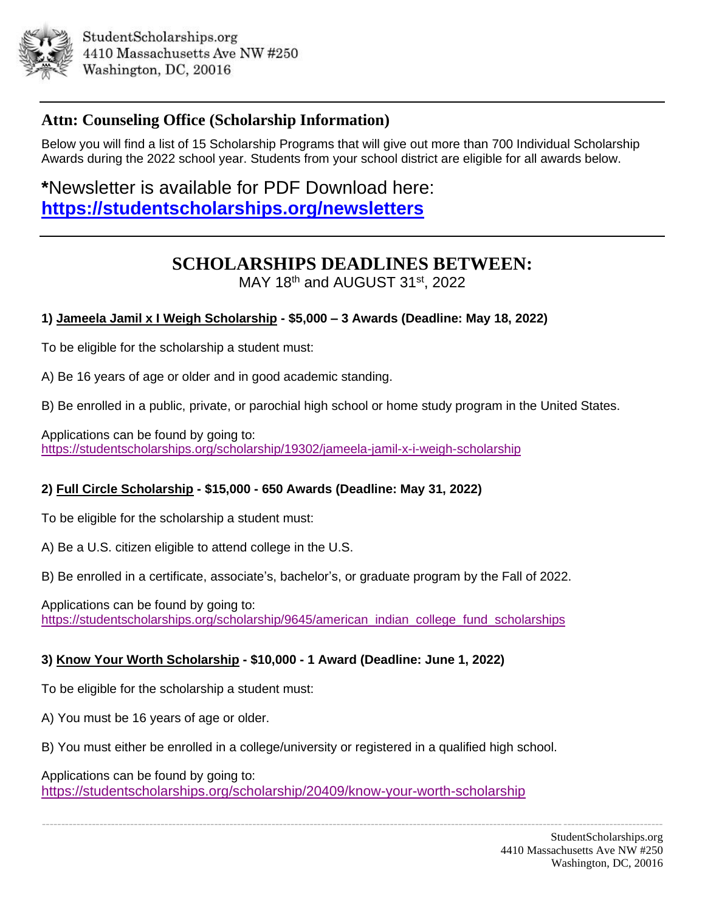StudentScholarships.org
4410 Massachusetts Ave NW #250
Washington, DC, 20016

---

## Attn: Counseling Office (Scholarship Information)

Below you will find a list of 15 Scholarship Programs that will give out more than 700 Individual Scholarship Awards during the 2022 school year. Students from your school district are eligible for all awards below.

### ***Newsletter is available for PDF Download here: [https://studentscholarships.org/newsletters](https://studentscholarships.org/newsletters)**

---

## SCHOLARSHIPS DEADLINES BETWEEN:

MAY 18th and AUGUST 31st, 2022

**1) Jameela Jamil x I Weigh Scholarship - $5,000 – 3 Awards (Deadline: May 18, 2022)**

To be eligible for the scholarship a student must:

A) Be 16 years of age or older and in good academic standing.

B) Be enrolled in a public, private, or parochial high school or home study program in the United States.

Applications can be found by going to:
https://studentscholarships.org/scholarship/19302/jameela-jamil-x-i-weigh-scholarship

**2) Full Circle Scholarship - $15,000 - 650 Awards (Deadline: May 31, 2022)**

To be eligible for the scholarship a student must:

A) Be a U.S. citizen eligible to attend college in the U.S.

B) Be enrolled in a certificate, associate's, bachelor's, or graduate program by the Fall of 2022.

Applications can be found by going to:
https://studentscholarships.org/scholarship/9645/american_indian_college_fund_scholarships

**3) Know Your Worth Scholarship - $10,000 - 1 Award (Deadline: June 1, 2022)**

To be eligible for the scholarship a student must:

A) You must be 16 years of age or older.

B) You must either be enrolled in a college/university or registered in a qualified high school.

Applications can be found by going to:
https://studentscholarships.org/scholarship/20409/know-your-worth-scholarship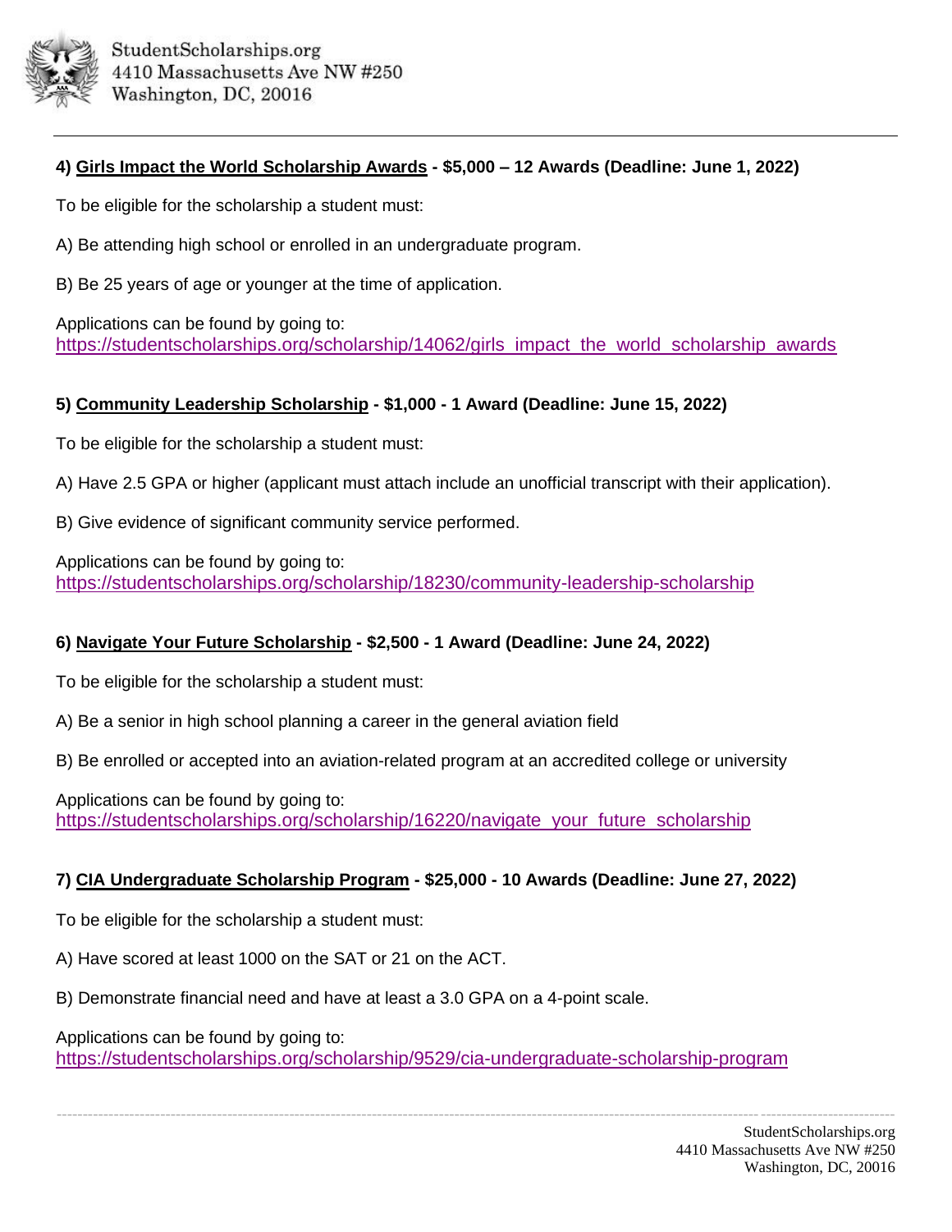**4) Girls Impact the World Scholarship Awards - $5,000 – 12 Awards (Deadline: June 1, 2022)**

To be eligible for the scholarship a student must:

A) Be attending high school or enrolled in an undergraduate program.

B) Be 25 years of age or younger at the time of application.

Applications can be found by going to:
https://studentscholarships.org/scholarship/14062/girls_impact_the_world_scholarship_awards

**5) Community Leadership Scholarship - $1,000 - 1 Award (Deadline: June 15, 2022)**

To be eligible for the scholarship a student must:

A) Have 2.5 GPA or higher (applicant must attach include an unofficial transcript with their application).

B) Give evidence of significant community service performed.

Applications can be found by going to:
https://studentscholarships.org/scholarship/18230/community-leadership-scholarship

**6) Navigate Your Future Scholarship - $2,500 - 1 Award (Deadline: June 24, 2022)**

To be eligible for the scholarship a student must:

A) Be a senior in high school planning a career in the general aviation field

B) Be enrolled or accepted into an aviation-related program at an accredited college or university

Applications can be found by going to:
https://studentscholarships.org/scholarship/16220/navigate_your_future_scholarship

**7) CIA Undergraduate Scholarship Program - $25,000 - 10 Awards (Deadline: June 27, 2022)**

To be eligible for the scholarship a student must:

A) Have scored at least 1000 on the SAT or 21 on the ACT.

B) Demonstrate financial need and have at least a 3.0 GPA on a 4-point scale.

Applications can be found by going to:
https://studentscholarships.org/scholarship/9529/cia-undergraduate-scholarship-program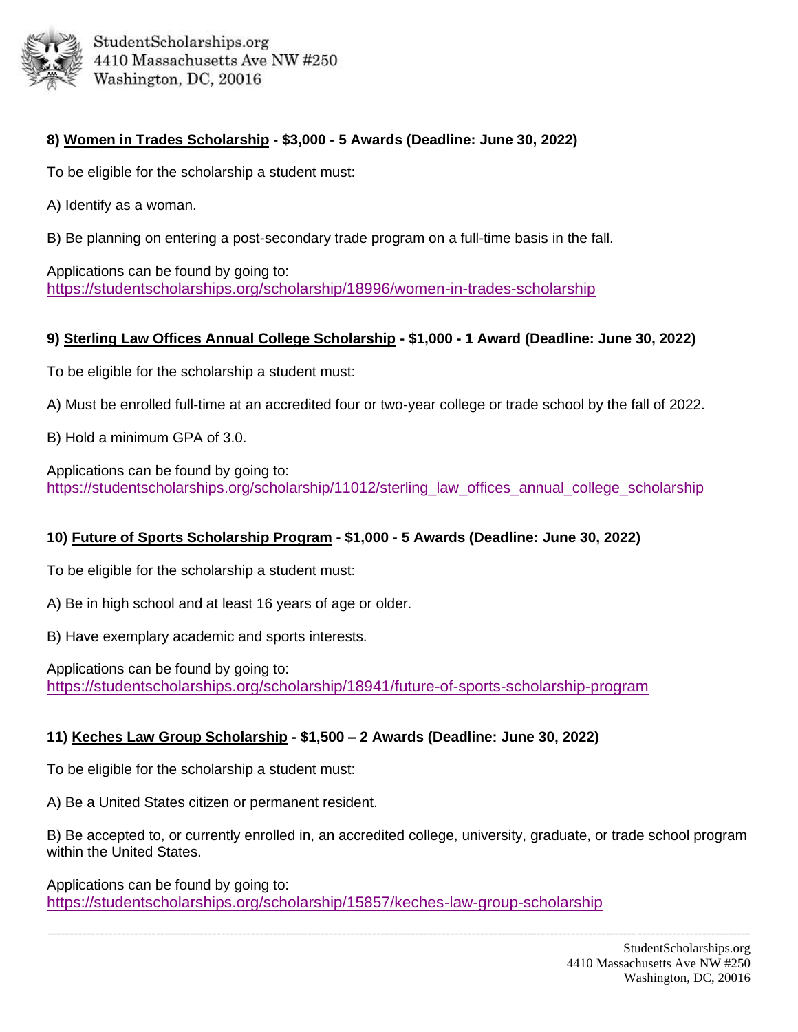**8) <u>Women in Trades Scholarship</u> - $3,000 - 5 Awards (Deadline: June 30, 2022)**

To be eligible for the scholarship a student must:

A) Identify as a woman.

B) Be planning on entering a post-secondary trade program on a full-time basis in the fall.

Applications can be found by going to:
https://studentscholarships.org/scholarship/18996/women-in-trades-scholarship

**9) <u>Sterling Law Offices Annual College Scholarship</u> - $1,000 - 1 Award (Deadline: June 30, 2022)**

To be eligible for the scholarship a student must:

A) Must be enrolled full-time at an accredited four or two-year college or trade school by the fall of 2022.

B) Hold a minimum GPA of 3.0.

Applications can be found by going to:
https://studentscholarships.org/scholarship/11012/sterling_law_offices_annual_college_scholarship

**10) <u>Future of Sports Scholarship Program</u> - $1,000 - 5 Awards (Deadline: June 30, 2022)**

To be eligible for the scholarship a student must:

A) Be in high school and at least 16 years of age or older.

B) Have exemplary academic and sports interests.

Applications can be found by going to:
https://studentscholarships.org/scholarship/18941/future-of-sports-scholarship-program

**11) <u>Keches Law Group Scholarship</u> - $1,500 – 2 Awards (Deadline: June 30, 2022)**

To be eligible for the scholarship a student must:

A) Be a United States citizen or permanent resident.

B) Be accepted to, or currently enrolled in, an accredited college, university, graduate, or trade school program within the United States.

Applications can be found by going to:
https://studentscholarships.org/scholarship/15857/keches-law-group-scholarship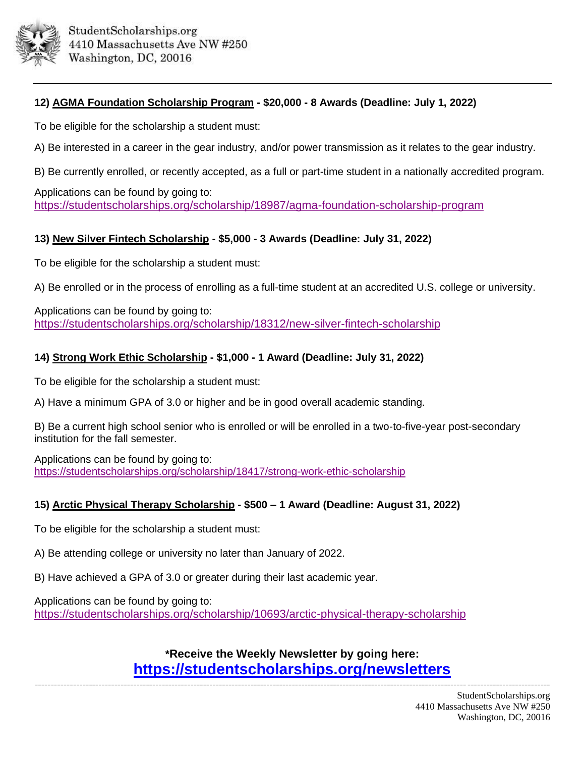**12) AGMA Foundation Scholarship Program - $20,000 - 8 Awards (Deadline: July 1, 2022)**

To be eligible for the scholarship a student must:

A) Be interested in a career in the gear industry, and/or power transmission as it relates to the gear industry.

B) Be currently enrolled, or recently accepted, as a full or part-time student in a nationally accredited program.

Applications can be found by going to:
https://studentscholarships.org/scholarship/18987/agma-foundation-scholarship-program

**13) New Silver Fintech Scholarship - $5,000 - 3 Awards (Deadline: July 31, 2022)**

To be eligible for the scholarship a student must:

A) Be enrolled or in the process of enrolling as a full-time student at an accredited U.S. college or university.

Applications can be found by going to:
https://studentscholarships.org/scholarship/18312/new-silver-fintech-scholarship

**14) Strong Work Ethic Scholarship - $1,000 - 1 Award (Deadline: July 31, 2022)**

To be eligible for the scholarship a student must:

A) Have a minimum GPA of 3.0 or higher and be in good overall academic standing.

B) Be a current high school senior who is enrolled or will be enrolled in a two-to-five-year post-secondary institution for the fall semester.

Applications can be found by going to:
https://studentscholarships.org/scholarship/18417/strong-work-ethic-scholarship

**15) Arctic Physical Therapy Scholarship - $500 – 1 Award (Deadline: August 31, 2022)**

To be eligible for the scholarship a student must:

A) Be attending college or university no later than January of 2022.

B) Have achieved a GPA of 3.0 or greater during their last academic year.

Applications can be found by going to:
https://studentscholarships.org/scholarship/10693/arctic-physical-therapy-scholarship

**\*Receive the Weekly Newsletter by going here:**
**https://studentscholarships.org/newsletters**